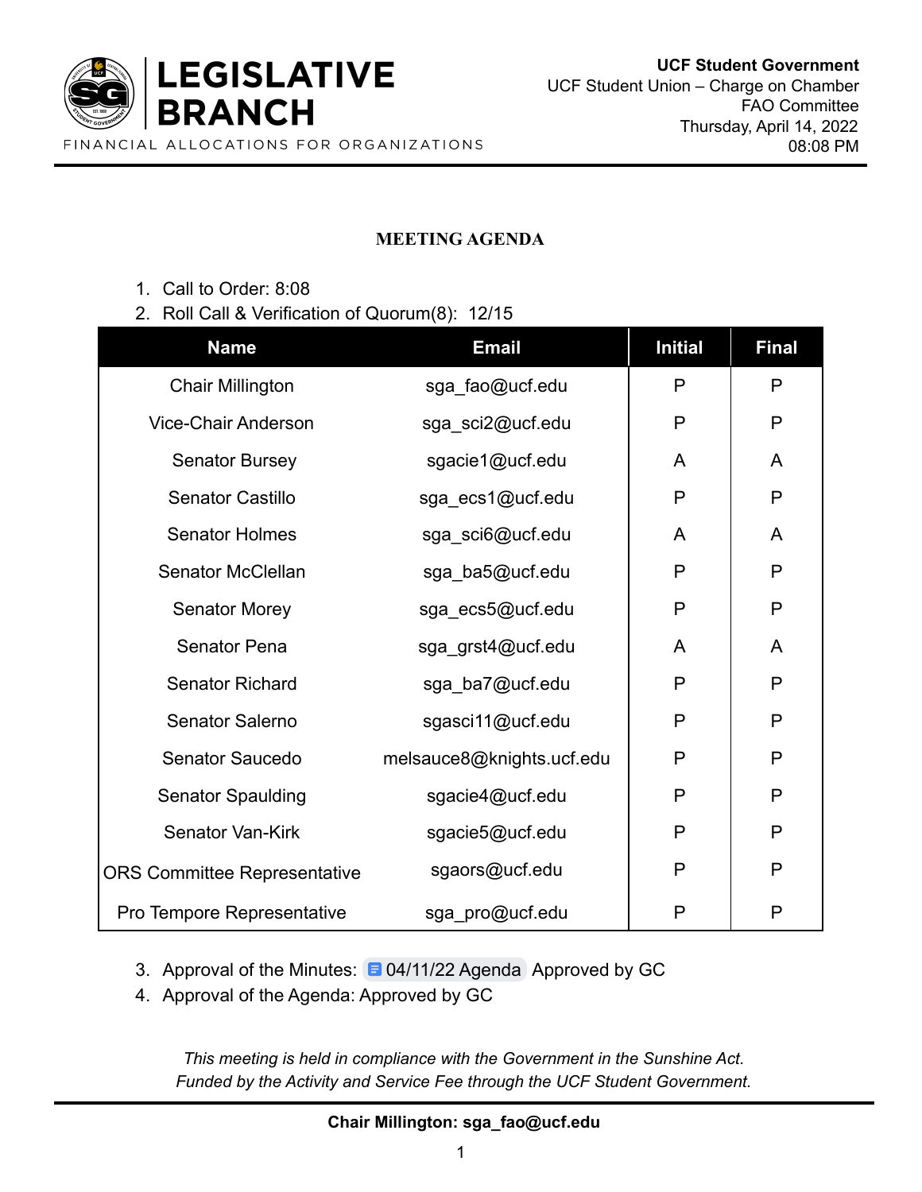**LEGISLATIVE BRANCH**
FINANCIAL ALLOCATIONS FOR ORGANIZATIONS

**UCF Student Government**
UCF Student Union – Charge on Chamber
FAO Committee
Thursday, April 14, 2022
08:08 PM

## MEETING AGENDA

1. Call to Order: 8:08
2. Roll Call & Verification of Quorum(8): 12/15

| Name | Email | Initial | Final |
|---|---|---|---|
| Chair Millington | sga_fao@ucf.edu | P | P |
| Vice-Chair Anderson | sga_sci2@ucf.edu | P | P |
| Senator Bursey | sgacie1@ucf.edu | A | A |
| Senator Castillo | sga_ecs1@ucf.edu | P | P |
| Senator Holmes | sga_sci6@ucf.edu | A | A |
| Senator McClellan | sga_ba5@ucf.edu | P | P |
| Senator Morey | sga_ecs5@ucf.edu | P | P |
| Senator Pena | sga_grst4@ucf.edu | A | A |
| Senator Richard | sga_ba7@ucf.edu | P | P |
| Senator Salerno | sgasci11@ucf.edu | P | P |
| Senator Saucedo | melsauce8@knights.ucf.edu | P | P |
| Senator Spaulding | sgacie4@ucf.edu | P | P |
| Senator Van-Kirk | sgacie5@ucf.edu | P | P |
| ORS Committee Representative | sgaors@ucf.edu | P | P |
| Pro Tempore Representative | sga_pro@ucf.edu | P | P |

3. Approval of the Minutes: 04/11/22 Agenda Approved by GC
4. Approval of the Agenda: Approved by GC

*This meeting is held in compliance with the Government in the Sunshine Act.*
*Funded by the Activity and Service Fee through the UCF Student Government.*

**Chair Millington: sga_fao@ucf.edu**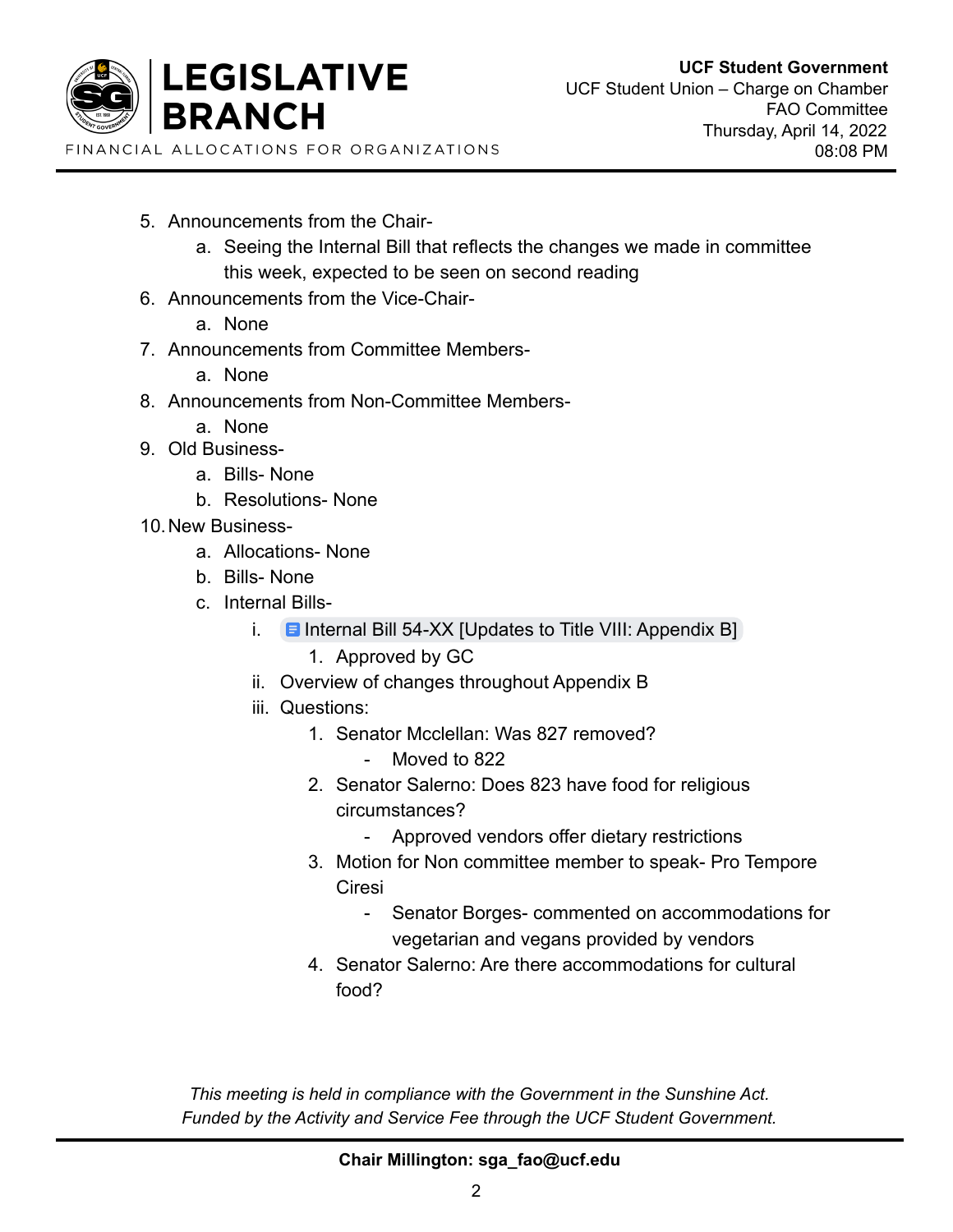5. Announcements from the Chair-
    a. Seeing the Internal Bill that reflects the changes we made in committee this week, expected to be seen on second reading
6. Announcements from the Vice-Chair-
    a. None
7. Announcements from Committee Members-
    a. None
8. Announcements from Non-Committee Members-
    a. None
9. Old Business-
    a. Bills- None
    b. Resolutions- None
10. New Business-
    a. Allocations- None
    b. Bills- None
    c. Internal Bills-
        i. Internal Bill 54-XX [Updates to Title VIII: Appendix B]
            1. Approved by GC
        ii. Overview of changes throughout Appendix B
        iii. Questions:
            1. Senator Mcclellan: Was 827 removed?
                - Moved to 822
            2. Senator Salerno: Does 823 have food for religious circumstances?
                - Approved vendors offer dietary restrictions
            3. Motion for Non committee member to speak- Pro Tempore Ciresi
                - Senator Borges- commented on accommodations for vegetarian and vegans provided by vendors
            4. Senator Salerno: Are there accommodations for cultural food?

*This meeting is held in compliance with the Government in the Sunshine Act.*
*Funded by the Activity and Service Fee through the UCF Student Government.*

**Chair Millington: sga_fao@ucf.edu**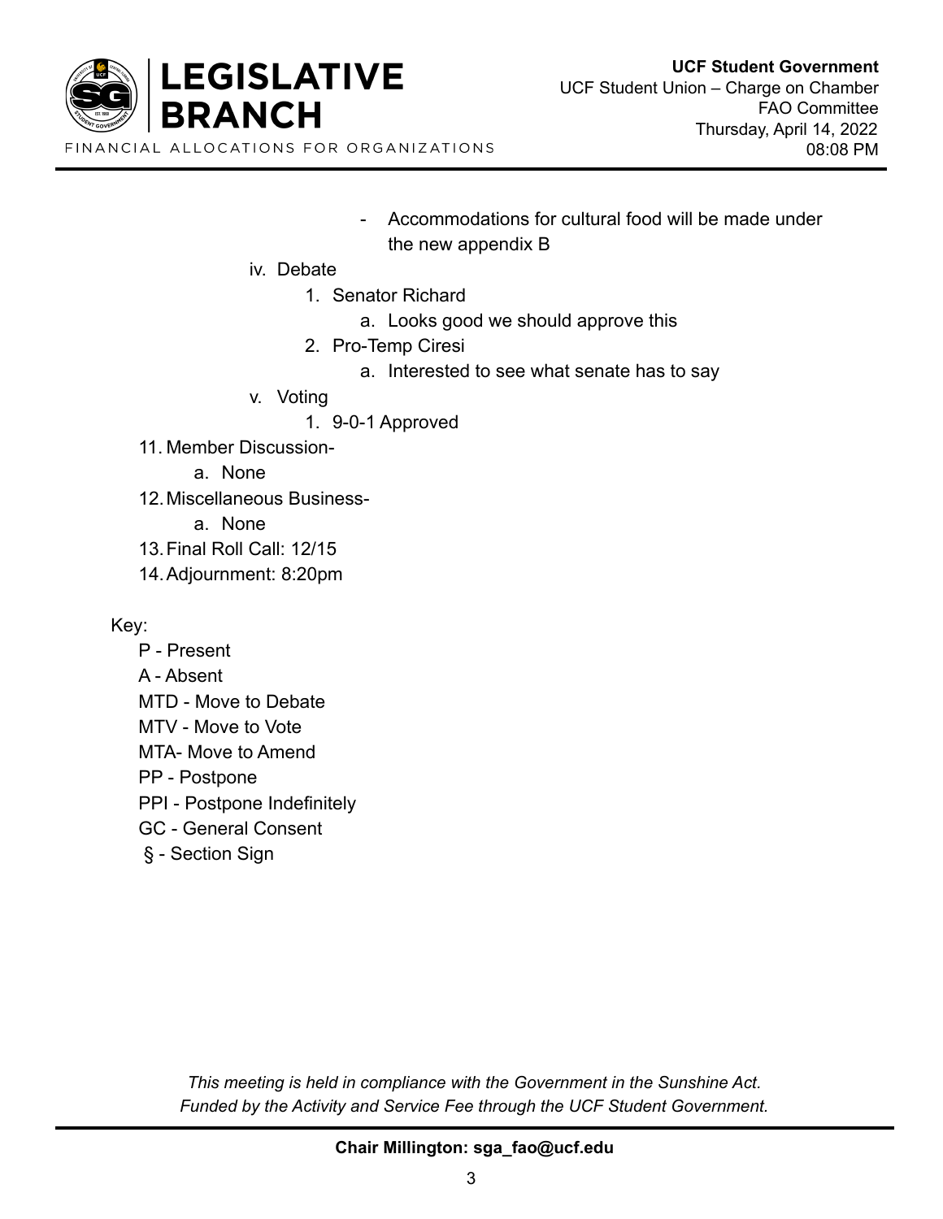- Accommodations for cultural food will be made under the new appendix B

iv. Debate
   1. Senator Richard
      a. Looks good we should approve this
   2. Pro-Temp Ciresi
      a. Interested to see what senate has to say

v. Voting
   1. 9-0-1 Approved

11. Member Discussion-
    a. None
12. Miscellaneous Business-
    a. None
13. Final Roll Call: 12/15
14. Adjournment: 8:20pm

Key:

P - Present
A - Absent
MTD - Move to Debate
MTV - Move to Vote
MTA- Move to Amend
PP - Postpone
PPI - Postpone Indefinitely
GC - General Consent
§ - Section Sign